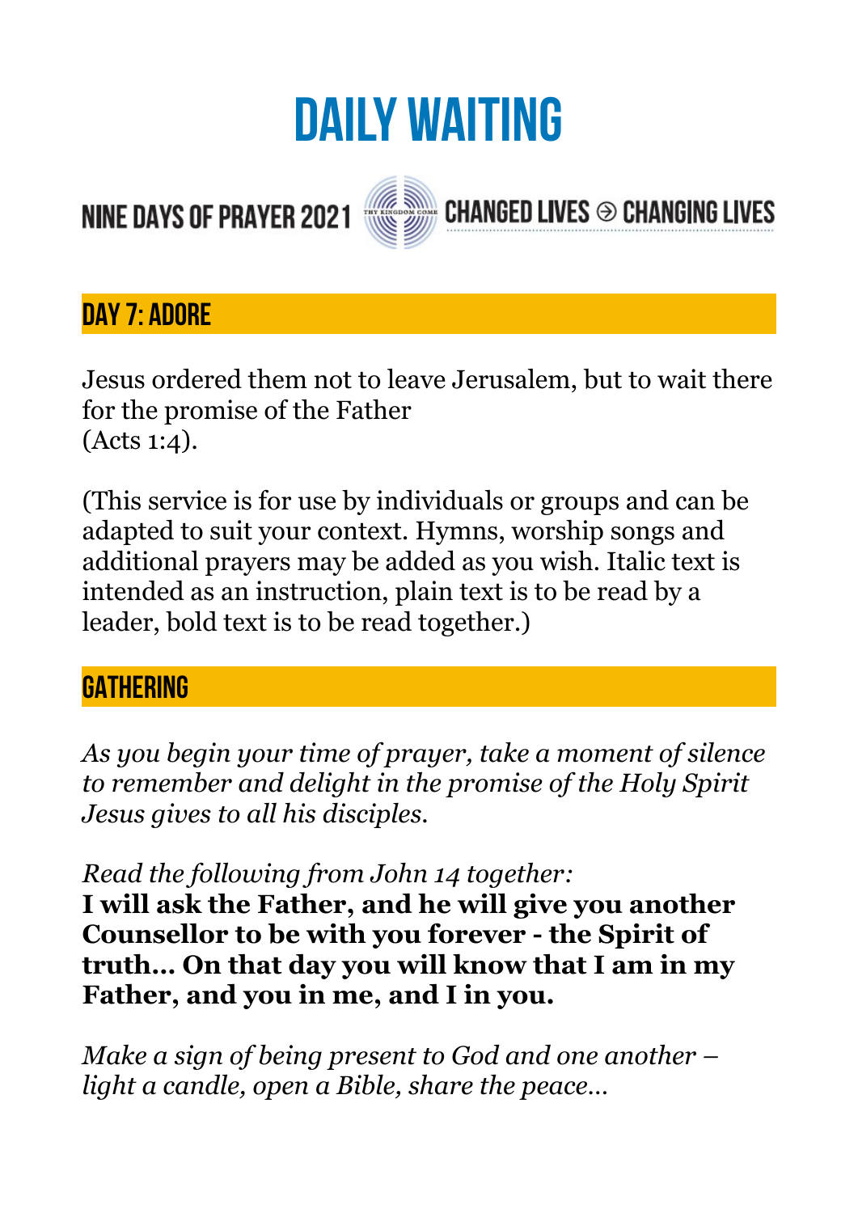# DAILY WAITING

NINE DAYS OF PRAYER 2021 CHANGED LIVES ⊕ CHANGING LIVES

## DAY 7: ADORE

Jesus ordered them not to leave Jerusalem, but to wait there for the promise of the Father (Acts 1:4).

(This service is for use by individuals or groups and can be adapted to suit your context. Hymns, worship songs and additional prayers may be added as you wish. Italic text is intended as an instruction, plain text is to be read by a leader, bold text is to be read together.)

## GATHERING

*As you begin your time of prayer, take a moment of silence to remember and delight in the promise of the Holy Spirit Jesus gives to all his disciples.*

*Read the following from John 14 together:*
**I will ask the Father, and he will give you another Counsellor to be with you forever - the Spirit of truth… On that day you will know that I am in my Father, and you in me, and I in you.**

*Make a sign of being present to God and one another – light a candle, open a Bible, share the peace…*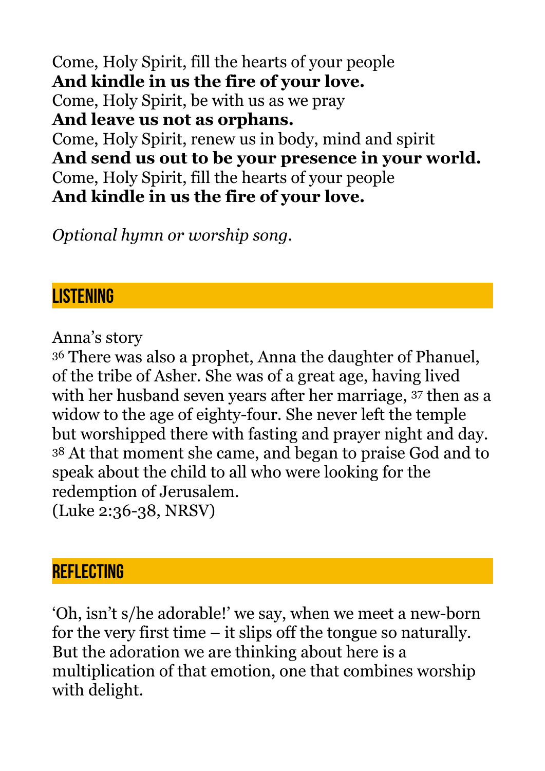Come, Holy Spirit, fill the hearts of your people
**And kindle in us the fire of your love.**
Come, Holy Spirit, be with us as we pray
**And leave us not as orphans.**
Come, Holy Spirit, renew us in body, mind and spirit
**And send us out to be your presence in your world.**
Come, Holy Spirit, fill the hearts of your people
**And kindle in us the fire of your love.**

*Optional hymn or worship song.*

## LISTENING

Anna's story
36 There was also a prophet, Anna the daughter of Phanuel, of the tribe of Asher. She was of a great age, having lived with her husband seven years after her marriage, 37 then as a widow to the age of eighty-four. She never left the temple but worshipped there with fasting and prayer night and day. 38 At that moment she came, and began to praise God and to speak about the child to all who were looking for the redemption of Jerusalem.
(Luke 2:36-38, NRSV)

## REFLECTING

'Oh, isn't s/he adorable!' we say, when we meet a new-born for the very first time – it slips off the tongue so naturally. But the adoration we are thinking about here is a multiplication of that emotion, one that combines worship with delight.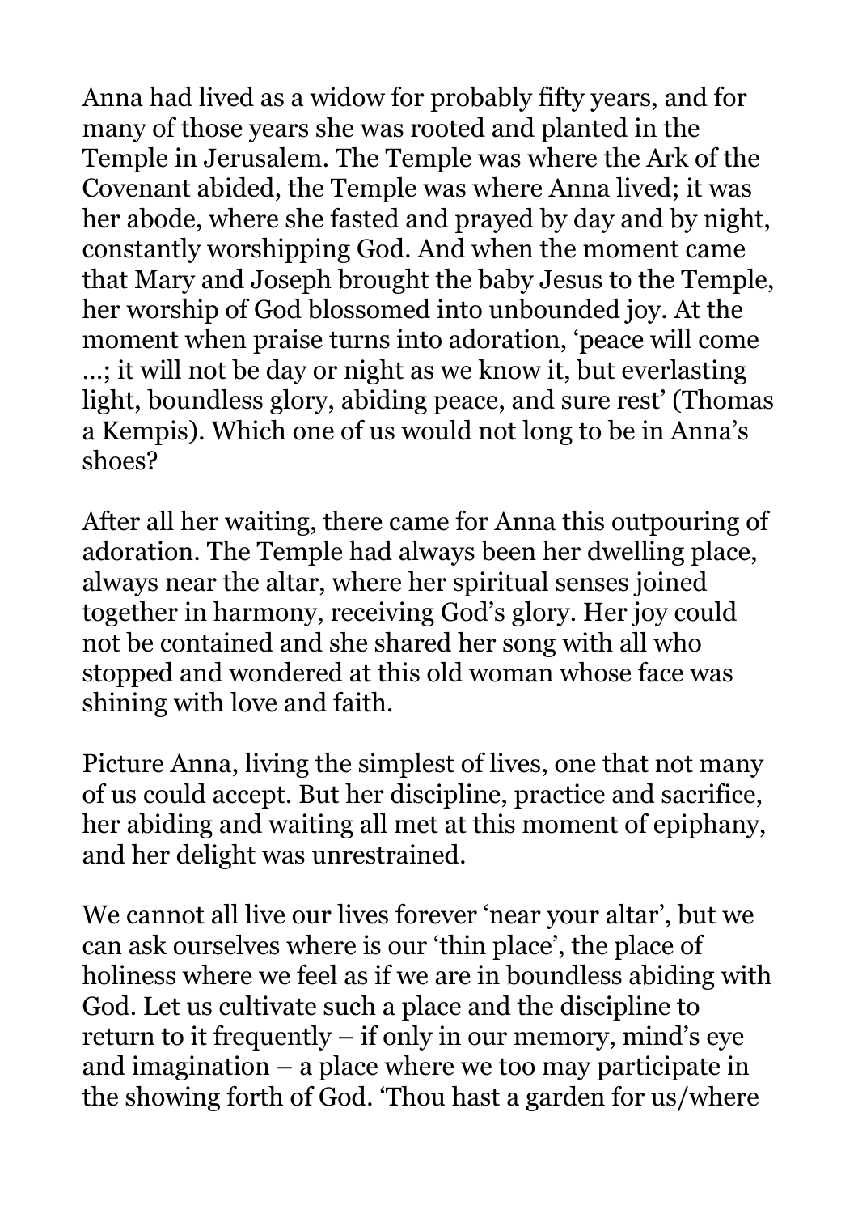Anna had lived as a widow for probably fifty years, and for many of those years she was rooted and planted in the Temple in Jerusalem. The Temple was where the Ark of the Covenant abided, the Temple was where Anna lived; it was her abode, where she fasted and prayed by day and by night, constantly worshipping God. And when the moment came that Mary and Joseph brought the baby Jesus to the Temple, her worship of God blossomed into unbounded joy. At the moment when praise turns into adoration, 'peace will come ...; it will not be day or night as we know it, but everlasting light, boundless glory, abiding peace, and sure rest' (Thomas a Kempis). Which one of us would not long to be in Anna's shoes?

After all her waiting, there came for Anna this outpouring of adoration. The Temple had always been her dwelling place, always near the altar, where her spiritual senses joined together in harmony, receiving God's glory. Her joy could not be contained and she shared her song with all who stopped and wondered at this old woman whose face was shining with love and faith.

Picture Anna, living the simplest of lives, one that not many of us could accept. But her discipline, practice and sacrifice, her abiding and waiting all met at this moment of epiphany, and her delight was unrestrained.

We cannot all live our lives forever 'near your altar', but we can ask ourselves where is our 'thin place', the place of holiness where we feel as if we are in boundless abiding with God. Let us cultivate such a place and the discipline to return to it frequently – if only in our memory, mind's eye and imagination – a place where we too may participate in the showing forth of God. 'Thou hast a garden for us/where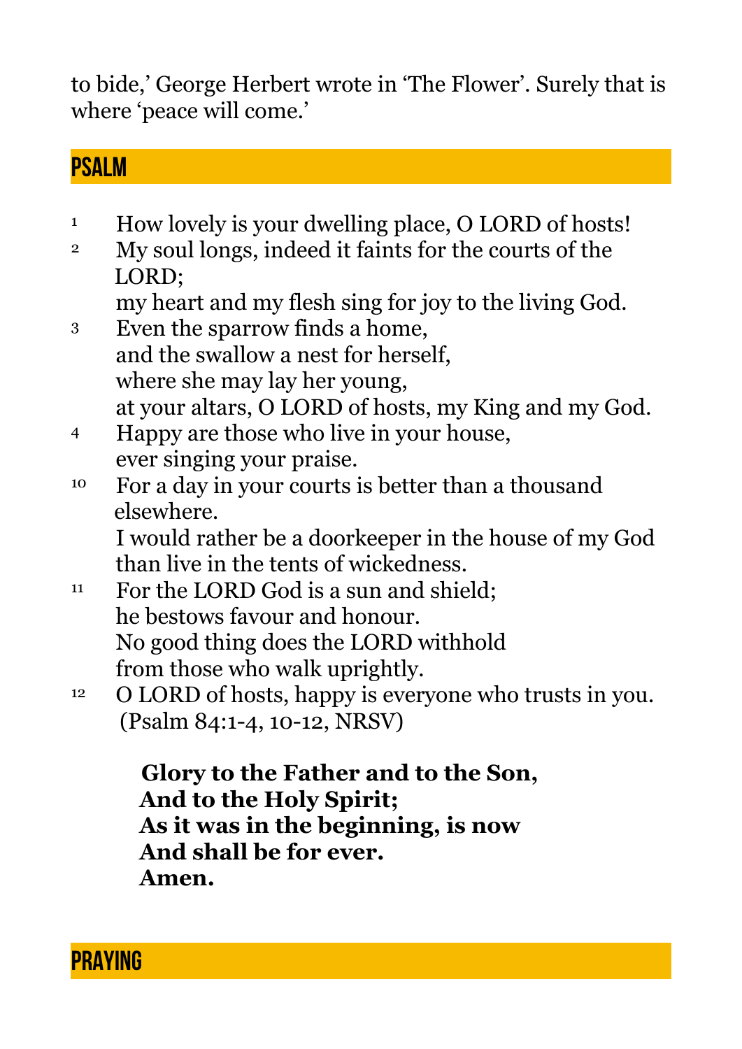to bide,' George Herbert wrote in 'The Flower'. Surely that is where 'peace will come.'

## PSALM

1 How lovely is your dwelling place, O LORD of hosts!  
2 My soul longs, indeed it faints for the courts of the LORD;  
my heart and my flesh sing for joy to the living God.  
3 Even the sparrow finds a home,  
and the swallow a nest for herself,  
where she may lay her young,  
at your altars, O LORD of hosts, my King and my God.  
4 Happy are those who live in your house,  
ever singing your praise.  
10 For a day in your courts is better than a thousand elsewhere.  
I would rather be a doorkeeper in the house of my God  
than live in the tents of wickedness.  
11 For the LORD God is a sun and shield;  
he bestows favour and honour.  
No good thing does the LORD withhold  
from those who walk uprightly.  
12 O LORD of hosts, happy is everyone who trusts in you.  
(Psalm 84:1-4, 10-12, NRSV)

**Glory to the Father and to the Son,**  
**And to the Holy Spirit;**  
**As it was in the beginning, is now**  
**And shall be for ever.**  
**Amen.**

## PRAYING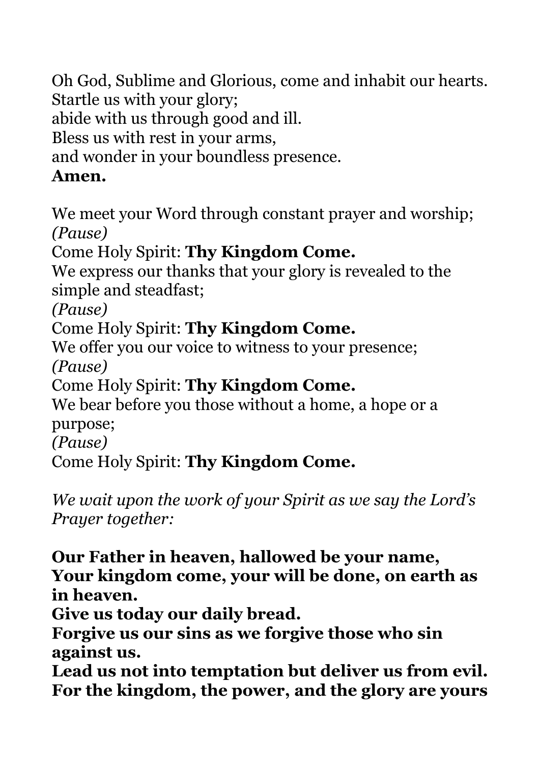Oh God, Sublime and Glorious, come and inhabit our hearts.
Startle us with your glory;
abide with us through good and ill.
Bless us with rest in your arms,
and wonder in your boundless presence.
**Amen.**

We meet your Word through constant prayer and worship;
*(Pause)*
Come Holy Spirit: **Thy Kingdom Come.**
We express our thanks that your glory is revealed to the simple and steadfast;
*(Pause)*
Come Holy Spirit: **Thy Kingdom Come.**
We offer you our voice to witness to your presence;
*(Pause)*
Come Holy Spirit: **Thy Kingdom Come.**
We bear before you those without a home, a hope or a purpose;
*(Pause)*
Come Holy Spirit: **Thy Kingdom Come.**

*We wait upon the work of your Spirit as we say the Lord's Prayer together:*

**Our Father in heaven, hallowed be your name,**
**Your kingdom come, your will be done, on earth as in heaven.**
**Give us today our daily bread.**
**Forgive us our sins as we forgive those who sin against us.**
**Lead us not into temptation but deliver us from evil.**
**For the kingdom, the power, and the glory are yours**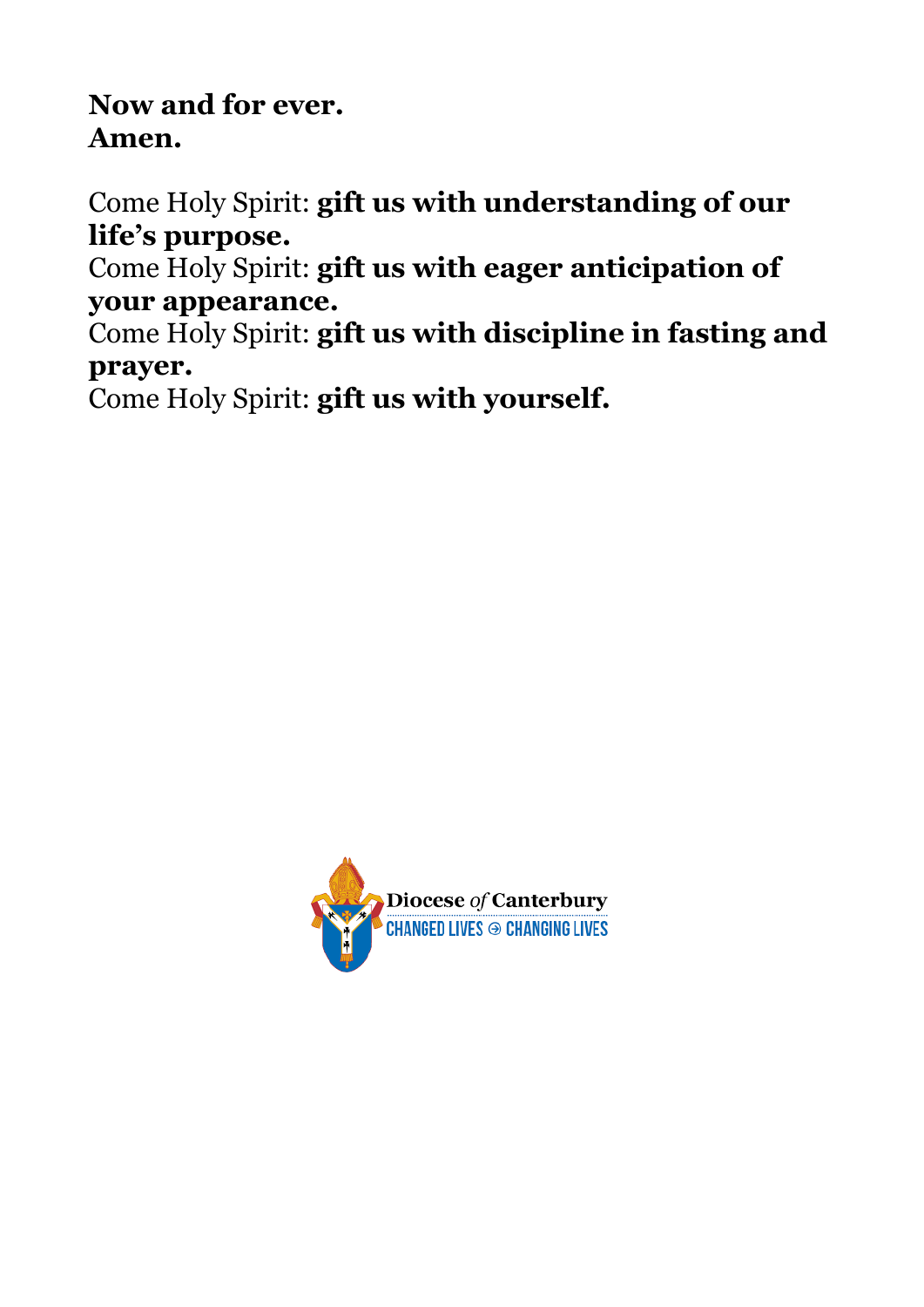**Now and for ever.**
**Amen.**

Come Holy Spirit: **gift us with understanding of our life's purpose.**
Come Holy Spirit: **gift us with eager anticipation of your appearance.**
Come Holy Spirit: **gift us with discipline in fasting and prayer.**
Come Holy Spirit: **gift us with yourself.**

Diocese *of* Canterbury
CHANGED LIVES ⊛ CHANGING LIVES